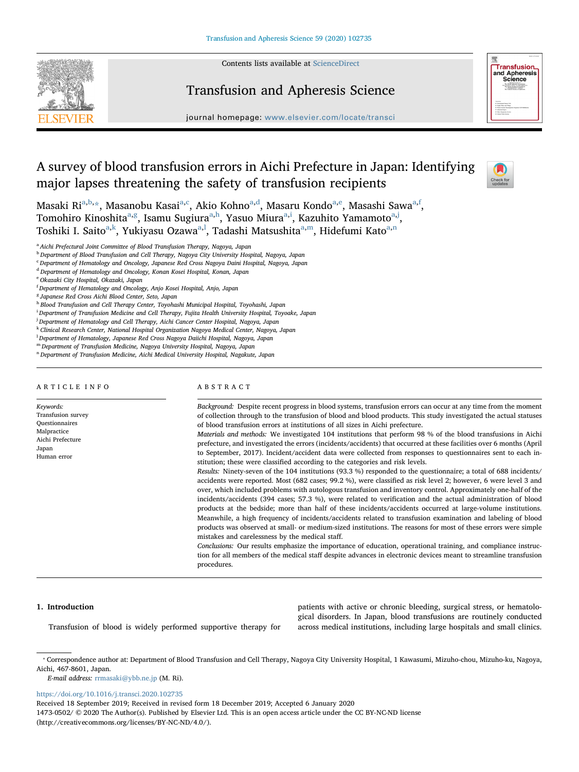# A survey of blood transfusion errors in Aichi Prefecture in Japan: Identifying major lapses threatening the safety of transfusion recipients

Masaki Ri[a,b,*], Masanobu Kasai[a,c], Akio Kohno[a,d], Masaru Kondo[a,e], Masashi Sawa[a,f], Tomohiro Kinoshita[a,g], Isamu Sugiura[a,h], Yasuo Miura[a,i], Kazuhito Yamamoto[a,j], Toshiki I. Saito[a,k], Yukiyasu Ozawa[a,l], Tadashi Matsushita[a,m], Hidefumi Kato[a,n]

[a] Aichi Prefectural Joint Committee of Blood Transfusion Therapy, Nagoya, Japan
[b] Department of Blood Transfusion and Cell Therapy, Nagoya City University Hospital, Nagoya, Japan
[c] Department of Hematology and Oncology, Japanese Red Cross Nagoya Daini Hospital, Nagoya, Japan
[d] Department of Hematology and Oncology, Konan Kosei Hospital, Konan, Japan
[e] Okazaki City Hospital, Okazaki, Japan
[f] Department of Hematology and Oncology, Anjo Kosei Hospital, Anjo, Japan
[g] Japanese Red Cross Aichi Blood Center, Seto, Japan
[h] Blood Transfusion and Cell Therapy Center, Toyohashi Municipal Hospital, Toyohashi, Japan
[i] Department of Transfusion Medicine and Cell Therapy, Fujita Health University Hospital, Toyoake, Japan
[j] Department of Hematology and Cell Therapy, Aichi Cancer Center Hospital, Nagoya, Japan
[k] Clinical Research Center, National Hospital Organization Nagoya Medical Center, Nagoya, Japan
[l] Department of Hematology, Japanese Red Cross Nagoya Daiichi Hospital, Nagoya, Japan
[m] Department of Transfusion Medicine, Nagoya University Hospital, Nagoya, Japan
[n] Department of Transfusion Medicine, Aichi Medical University Hospital, Nagakute, Japan

## ARTICLE INFO

*Keywords:*
Transfusion survey
Questionnaires
Malpractice
Aichi Prefecture
Japan
Human error

## ABSTRACT

*Background:* Despite recent progress in blood systems, transfusion errors can occur at any time from the moment of collection through to the transfusion of blood and blood products. This study investigated the actual statuses of blood transfusion errors at institutions of all sizes in Aichi prefecture.

*Materials and methods:* We investigated 104 institutions that perform 98 % of the blood transfusions in Aichi prefecture, and investigated the errors (incidents/accidents) that occurred at these facilities over 6 months (April to September, 2017). Incident/accident data were collected from responses to questionnaires sent to each institution; these were classified according to the categories and risk levels.

*Results:* Ninety-seven of the 104 institutions (93.3 %) responded to the questionnaire; a total of 688 incidents/accidents were reported. Most (682 cases; 99.2 %), were classified as risk level 2; however, 6 were level 3 and over, which included problems with autologous transfusion and inventory control. Approximately one-half of the incidents/accidents (394 cases; 57.3 %), were related to verification and the actual administration of blood products at the bedside; more than half of these incidents/accidents occurred at large-volume institutions. Meanwhile, a high frequency of incidents/accidents related to transfusion examination and labeling of blood products was observed at small- or medium-sized institutions. The reasons for most of these errors were simple mistakes and carelessness by the medical staff.

*Conclusions:* Our results emphasize the importance of education, operational training, and compliance instruction for all members of the medical staff despite advances in electronic devices meant to streamline transfusion procedures.

## 1. Introduction

Transfusion of blood is widely performed supportive therapy for patients with active or chronic bleeding, surgical stress, or hematological disorders. In Japan, blood transfusions are routinely conducted across medical institutions, including large hospitals and small clinics.

* Correspondence author at: Department of Blood Transfusion and Cell Therapy, Nagoya City University Hospital, 1 Kawasumi, Mizuho-chou, Mizuho-ku, Nagoya, Aichi, 467-8601, Japan.

*E-mail address:* rrmasaki@ybb.ne.jp (M. Ri).

https://doi.org/10.1016/j.transci.2020.102735
Received 18 September 2019; Received in revised form 18 December 2019; Accepted 6 January 2020
1473-0502/ © 2020 The Author(s). Published by Elsevier Ltd. This is an open access article under the CC BY-NC-ND license (http://creativecommons.org/licenses/BY-NC-ND/4.0/).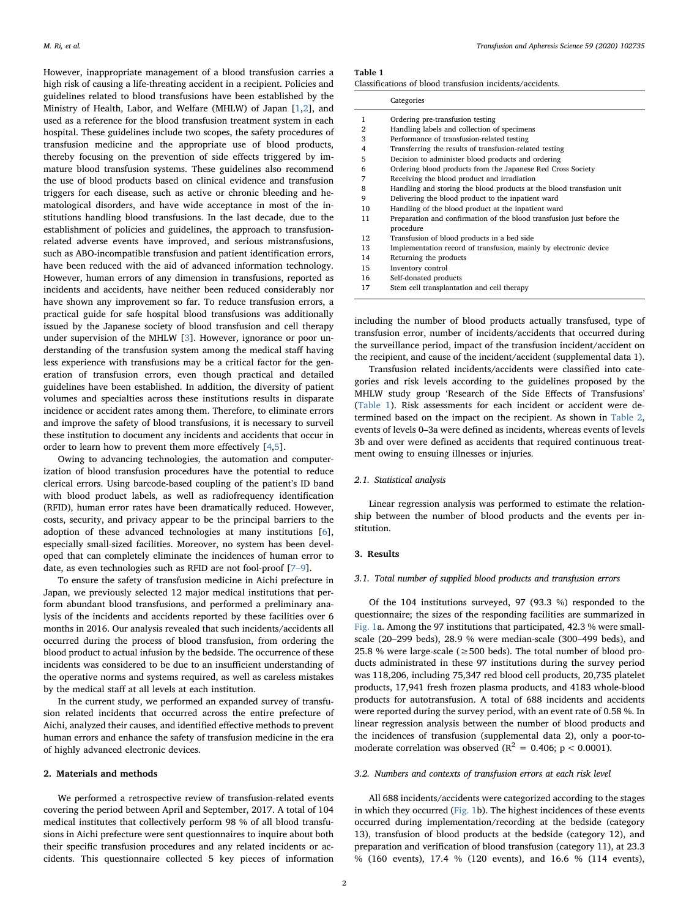However, inappropriate management of a blood transfusion carries a high risk of causing a life-threating accident in a recipient. Policies and guidelines related to blood transfusions have been established by the Ministry of Health, Labor, and Welfare (MHLW) of Japan [1,2], and used as a reference for the blood transfusion treatment system in each hospital. These guidelines include two scopes, the safety procedures of transfusion medicine and the appropriate use of blood products, thereby focusing on the prevention of side effects triggered by immature blood transfusion systems. These guidelines also recommend the use of blood products based on clinical evidence and transfusion triggers for each disease, such as active or chronic bleeding and hematological disorders, and have wide acceptance in most of the institutions handling blood transfusions. In the last decade, due to the establishment of policies and guidelines, the approach to transfusion-related adverse events have improved, and serious mistransfusions, such as ABO-incompatible transfusion and patient identification errors, have been reduced with the aid of advanced information technology. However, human errors of any dimension in transfusions, reported as incidents and accidents, have neither been reduced considerably nor have shown any improvement so far. To reduce transfusion errors, a practical guide for safe hospital blood transfusions was additionally issued by the Japanese society of blood transfusion and cell therapy under supervision of the MHLW [3]. However, ignorance or poor understanding of the transfusion system among the medical staff having less experience with transfusions may be a critical factor for the generation of transfusion errors, even though practical and detailed guidelines have been established. In addition, the diversity of patient volumes and specialties across these institutions results in disparate incidence or accident rates among them. Therefore, to eliminate errors and improve the safety of blood transfusions, it is necessary to surveil these institution to document any incidents and accidents that occur in order to learn how to prevent them more effectively [4,5].

Owing to advancing technologies, the automation and computerization of blood transfusion procedures have the potential to reduce clerical errors. Using barcode-based coupling of the patient's ID band with blood product labels, as well as radiofrequency identification (RFID), human error rates have been dramatically reduced. However, costs, security, and privacy appear to be the principal barriers to the adoption of these advanced technologies at many institutions [6], especially small-sized facilities. Moreover, no system has been developed that can completely eliminate the incidences of human error to date, as even technologies such as RFID are not fool-proof [7–9].

To ensure the safety of transfusion medicine in Aichi prefecture in Japan, we previously selected 12 major medical institutions that perform abundant blood transfusions, and performed a preliminary analysis of the incidents and accidents reported by these facilities over 6 months in 2016. Our analysis revealed that such incidents/accidents all occurred during the process of blood transfusion, from ordering the blood product to actual infusion by the bedside. The occurrence of these incidents was considered to be due to an insufficient understanding of the operative norms and systems required, as well as careless mistakes by the medical staff at all levels at each institution.

In the current study, we performed an expanded survey of transfusion related incidents that occurred across the entire prefecture of Aichi, analyzed their causes, and identified effective methods to prevent human errors and enhance the safety of transfusion medicine in the era of highly advanced electronic devices.

## 2. Materials and methods

We performed a retrospective review of transfusion-related events covering the period between April and September, 2017. A total of 104 medical institutes that collectively perform 98 % of all blood transfusions in Aichi prefecture were sent questionnaires to inquire about both their specific transfusion procedures and any related incidents or accidents. This questionnaire collected 5 key pieces of information including the number of blood products actually transfused, type of transfusion error, number of incidents/accidents that occurred during the surveillance period, impact of the transfusion incident/accident on the recipient, and cause of the incident/accident (supplemental data 1).

**Table 1**
Classifications of blood transfusion incidents/accidents.

| | Categories |
|---|---|
| 1 | Ordering pre-transfusion testing |
| 2 | Handling labels and collection of specimens |
| 3 | Performance of transfusion-related testing |
| 4 | Transferring the results of transfusion-related testing |
| 5 | Decision to administer blood products and ordering |
| 6 | Ordering blood products from the Japanese Red Cross Society |
| 7 | Receiving the blood product and irradiation |
| 8 | Handling and storing the blood products at the blood transfusion unit |
| 9 | Delivering the blood product to the inpatient ward |
| 10 | Handling of the blood product at the inpatient ward |
| 11 | Preparation and confirmation of the blood transfusion just before the procedure |
| 12 | Transfusion of blood products in a bed side |
| 13 | Implementation record of transfusion, mainly by electronic device |
| 14 | Returning the products |
| 15 | Inventory control |
| 16 | Self-donated products |
| 17 | Stem cell transplantation and cell therapy |

Transfusion related incidents/accidents were classified into categories and risk levels according to the guidelines proposed by the MHLW study group 'Research of the Side Effects of Transfusions' (Table 1). Risk assessments for each incident or accident were determined based on the impact on the recipient. As shown in Table 2, events of levels 0–3a were defined as incidents, whereas events of levels 3b and over were defined as accidents that required continuous treatment owing to ensuing illnesses or injuries.

### 2.1. Statistical analysis

Linear regression analysis was performed to estimate the relationship between the number of blood products and the events per institution.

## 3. Results

### 3.1. Total number of supplied blood products and transfusion errors

Of the 104 institutions surveyed, 97 (93.3 %) responded to the questionnaire; the sizes of the responding facilities are summarized in Fig. 1a. Among the 97 institutions that participated, 42.3 % were small-scale (20–299 beds), 28.9 % were median-scale (300–499 beds), and 25.8 % were large-scale (≥500 beds). The total number of blood products administrated in these 97 institutions during the survey period was 118,206, including 75,347 red blood cell products, 20,735 platelet products, 17,941 fresh frozen plasma products, and 4183 whole-blood products for autotransfusion. A total of 688 incidents and accidents were reported during the survey period, with an event rate of 0.58 %. In linear regression analysis between the number of blood products and the incidences of transfusion (supplemental data 2), only a poor-to-moderate correlation was observed ($R^2 = 0.406$; $p < 0.0001$).

### 3.2. Numbers and contexts of transfusion errors at each risk level

All 688 incidents/accidents were categorized according to the stages in which they occurred (Fig. 1b). The highest incidences of these events occurred during implementation/recording at the bedside (category 13), transfusion of blood products at the bedside (category 12), and preparation and verification of blood transfusion (category 11), at 23.3 % (160 events), 17.4 % (120 events), and 16.6 % (114 events),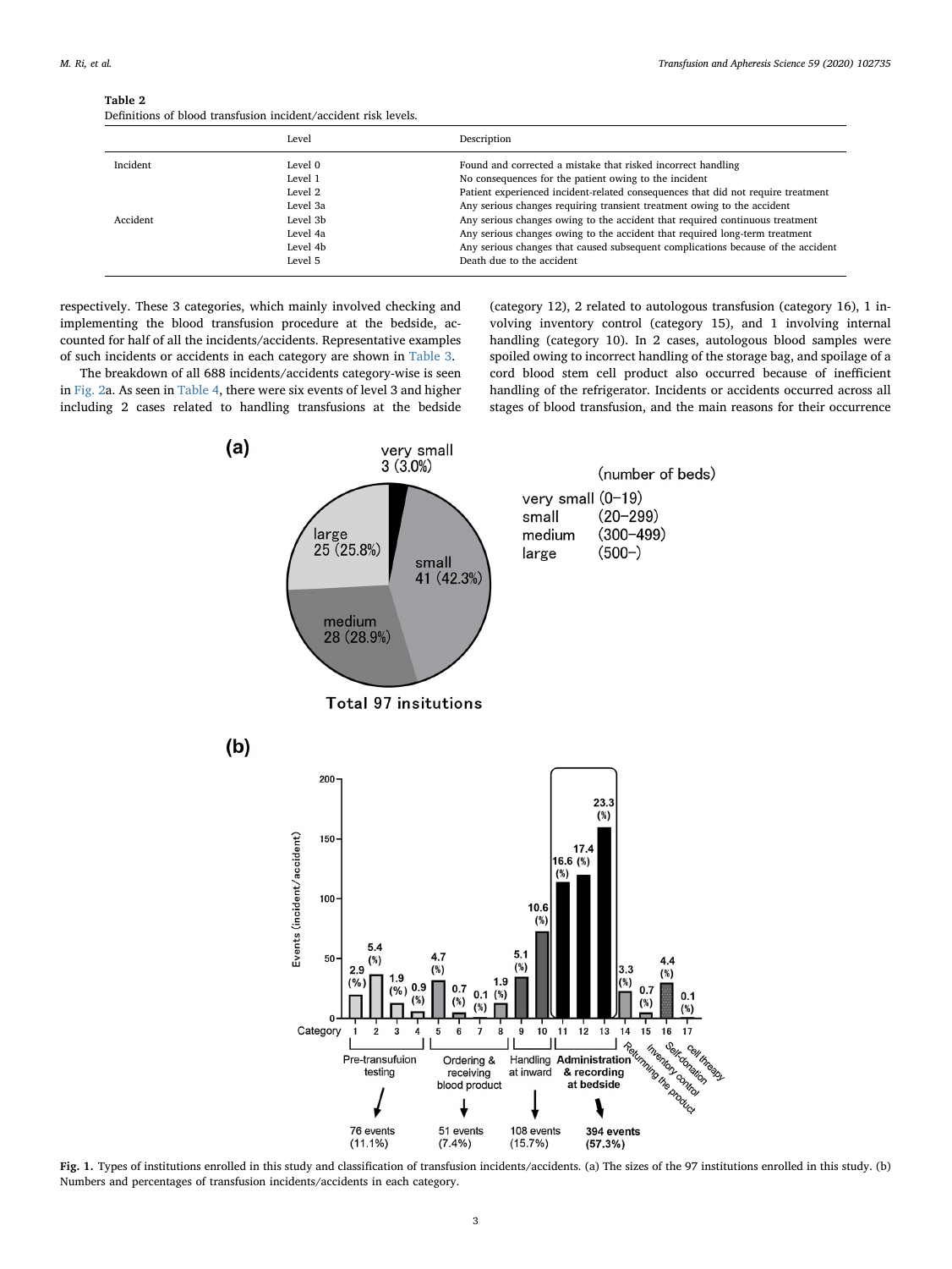**Table 2**
Definitions of blood transfusion incident/accident risk levels.

| | Level | Description |
|---|---|---|
| Incident | Level 0 | Found and corrected a mistake that risked incorrect handling |
| | Level 1 | No consequences for the patient owing to the incident |
| | Level 2 | Patient experienced incident-related consequences that did not require treatment |
| | Level 3a | Any serious changes requiring transient treatment owing to the accident |
| Accident | Level 3b | Any serious changes owing to the accident that required continuous treatment |
| | Level 4a | Any serious changes owing to the accident that required long-term treatment |
| | Level 4b | Any serious changes that caused subsequent complications because of the accident |
| | Level 5 | Death due to the accident |

respectively. These 3 categories, which mainly involved checking and implementing the blood transfusion procedure at the bedside, accounted for half of all the incidents/accidents. Representative examples of such incidents or accidents in each category are shown in Table 3.

The breakdown of all 688 incidents/accidents category-wise is seen in Fig. 2a. As seen in Table 4, there were six events of level 3 and higher including 2 cases related to handling transfusions at the bedside (category 12), 2 related to autologous transfusion (category 16), 1 involving inventory control (category 15), and 1 involving internal handling (category 10). In 2 cases, autologous blood samples were spoiled owing to incorrect handling of the storage bag, and spoilage of a cord blood stem cell product also occurred because of inefficient handling of the refrigerator. Incidents or accidents occurred across all stages of blood transfusion, and the main reasons for their occurrence

(a)

very small
3 (3.0%)

large
25 (25.8%)

small
41 (42.3%)

medium
28 (28.9%)

(number of beds)
very small (0–19)
small (20–299)
medium (300–499)
large (500–)

Total 97 insitutions

(b)

Events (incident/accident)

200
150
100
50
0

2.9 (%)
5.4 (%)
1.9 (%)
0.9 (%)
4.7 (%)
0.7 (%)
0.1 (%)
1.9 (%)
5.1 (%)
10.6 (%)
16.6 (%)
17.4 (%)
23.3 (%)
3.3 (%)
0.7 (%)
4.4 (%)
0.1 (%)

Category 1 2 3 4 5 6 7 8 9 10 11 12 13 14 15 16 17

Pre-transfusion testing — 76 events (11.1%)
Ordering & receiving blood product — 51 events (7.4%)
Handling at inward — 108 events (15.7%)
**Administration & recording at bedside** — **394 events (57.3%)**
Returning the product
Inventory control
Self-donation
cell threapy

Fig. 1. Types of institutions enrolled in this study and classification of transfusion incidents/accidents. (a) The sizes of the 97 institutions enrolled in this study. (b) Numbers and percentages of transfusion incidents/accidents in each category.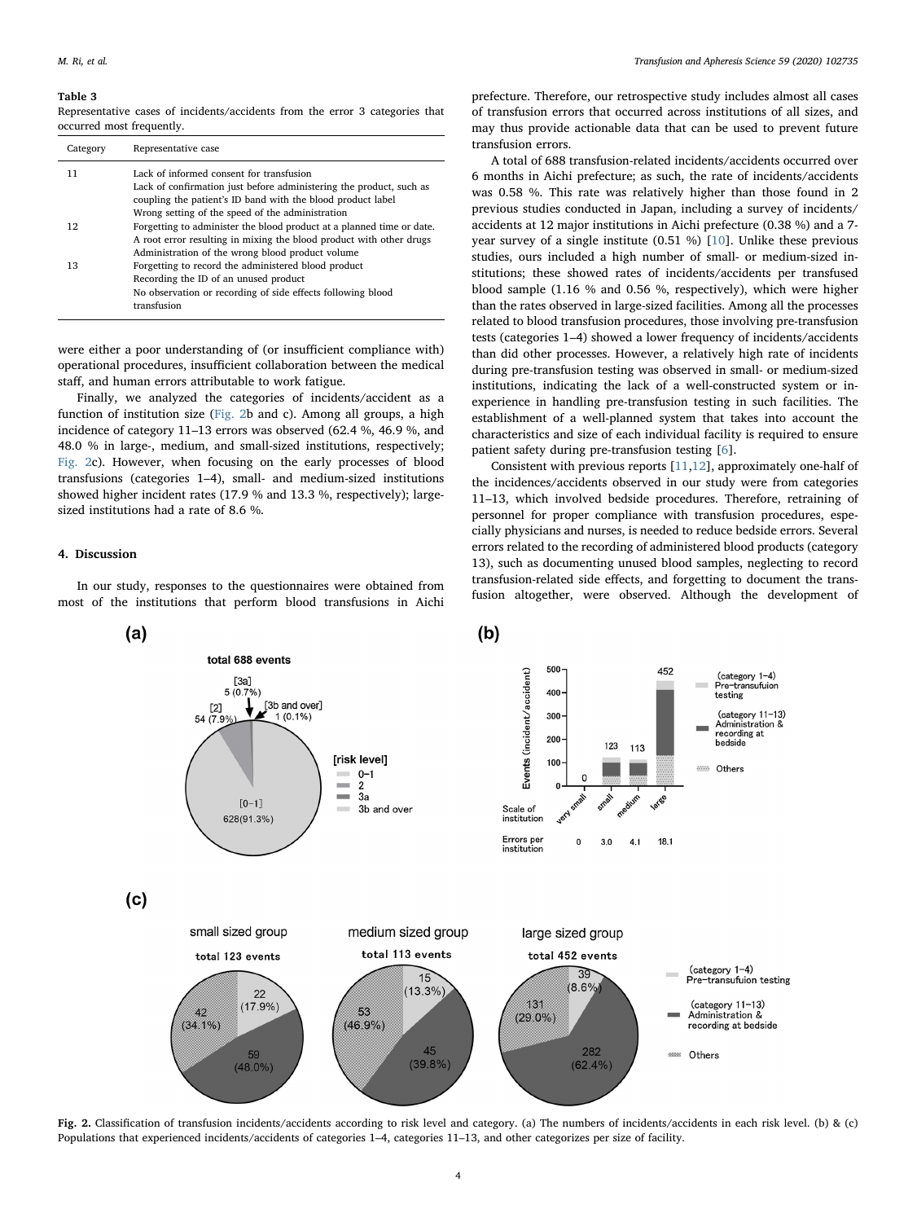**Table 3**
Representative cases of incidents/accidents from the error 3 categories that occurred most frequently.

| Category | Representative case |
|---|---|
| 11 | Lack of informed consent for transfusion<br>Lack of confirmation just before administering the product, such as coupling the patient's ID band with the blood product label<br>Wrong setting of the speed of the administration |
| 12 | Forgetting to administer the blood product at a planned time or date.<br>A root error resulting in mixing the blood product with other drugs<br>Administration of the wrong blood product volume |
| 13 | Forgetting to record the administered blood product<br>Recording the ID of an unused product<br>No observation or recording of side effects following blood transfusion |

were either a poor understanding of (or insufficient compliance with) operational procedures, insufficient collaboration between the medical staff, and human errors attributable to work fatigue.

Finally, we analyzed the categories of incidents/accident as a function of institution size (Fig. 2b and c). Among all groups, a high incidence of category 11–13 errors was observed (62.4 %, 46.9 %, and 48.0 % in large-, medium, and small-sized institutions, respectively; Fig. 2c). However, when focusing on the early processes of blood transfusions (categories 1–4), small- and medium-sized institutions showed higher incident rates (17.9 % and 13.3 %, respectively); large-sized institutions had a rate of 8.6 %.

## 4. Discussion

In our study, responses to the questionnaires were obtained from most of the institutions that perform blood transfusions in Aichi prefecture. Therefore, our retrospective study includes almost all cases of transfusion errors that occurred across institutions of all sizes, and may thus provide actionable data that can be used to prevent future transfusion errors.

A total of 688 transfusion-related incidents/accidents occurred over 6 months in Aichi prefecture; as such, the rate of incidents/accidents was 0.58 %. This rate was relatively higher than those found in 2 previous studies conducted in Japan, including a survey of incidents/accidents at 12 major institutions in Aichi prefecture (0.38 %) and a 7-year survey of a single institute (0.51 %) [10]. Unlike these previous studies, ours included a high number of small- or medium-sized institutions; these showed rates of incidents/accidents per transfused blood sample (1.16 % and 0.56 %, respectively), which were higher than the rates observed in large-sized facilities. Among all the processes related to blood transfusion procedures, those involving pre-transfusion tests (categories 1–4) showed a lower frequency of incidents/accidents than did other processes. However, a relatively high rate of incidents during pre-transfusion testing was observed in small- or medium-sized institutions, indicating the lack of a well-constructed system or inexperience in handling pre-transfusion testing in such facilities. The establishment of a well-planned system that takes into account the characteristics and size of each individual facility is required to ensure patient safety during pre-transfusion testing [6].

Consistent with previous reports [11,12], approximately one-half of the incidences/accidents observed in our study were from categories 11–13, which involved bedside procedures. Therefore, retraining of personnel for proper compliance with transfusion procedures, especially physicians and nurses, is needed to reduce bedside errors. Several errors related to the recording of administered blood products (category 13), such as documenting unused blood samples, neglecting to record transfusion-related side effects, and forgetting to document the transfusion altogether, were observed. Although the development of

(a)

total 688 events

[3a] 5 (0.7%)
[2] 54 (7.9%)
[3b and over] 1 (0.1%)
[0-1] 628(91.3%)

[risk level]
0–1
2
3a
3b and over

(b)

Events (incident/accident)
0, 123, 113, 452

Scale of institution: very small, small, medium, large

Errors per institution: 0, 3.0, 4.1, 18.1

(category 1–4) Pre-transfuion testing
(category 11–13) Administration & recording at bedside
Others

(c)

small sized group — total 123 events: 22 (17.9%), 59 (48.0%), 42 (34.1%)

medium sized group — total 113 events: 15 (13.3%), 45 (39.8%), 53 (46.9%)

large sized group — total 452 events: 39 (8.6%), 282 (62.4%), 131 (29.0%)

(category 1–4) Pre-transufuion testing
(category 11–13) Administration & recording at bedside
Others

**Fig. 2.** Classification of transfusion incidents/accidents according to risk level and category. (a) The numbers of incidents/accidents in each risk level. (b) & (c) Populations that experienced incidents/accidents of categories 1–4, categories 11–13, and other categorizes per size of facility.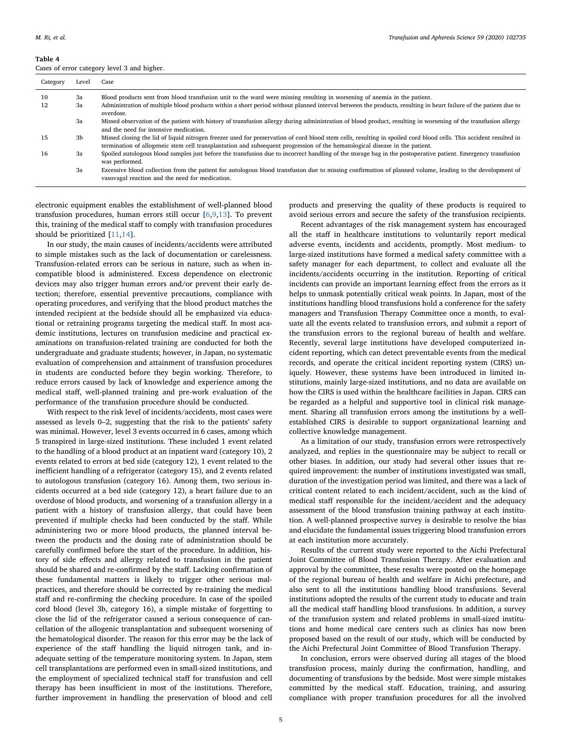**Table 4**
Cases of error category level 3 and higher.

| Category | Level | Case |
| --- | --- | --- |
| 10 | 3a | Blood products sent from blood transfusion unit to the ward were missing resulting in worsening of anemia in the patient. |
| 12 | 3a | Administration of multiple blood products within a short period without planned interval between the products, resulting in heart failure of the patient due to overdose. |
| | 3a | Missed observation of the patient with history of transfusion allergy during administration of blood product, resulting in worsening of the transfusion allergy and the need for intensive medication. |
| 15 | 3b | Missed closing the lid of liquid nitrogen freezer used for preservation of cord blood stem cells, resulting in spoiled cord blood cells. This accident resulted in termination of allogeneic stem cell transplantation and subsequent progression of the hematological disease in the patient. |
| 16 | 3a | Spoiled autologous blood samples just before the transfusion due to incorrect handling of the storage bag in the postoperative patient. Emergency transfusion was performed. |
| | 3a | Excessive blood collection from the patient for autologous blood transfusion due to missing confirmation of planned volume, leading to the development of vasovagal reaction and the need for medication. |

electronic equipment enables the establishment of well-planned blood transfusion procedures, human errors still occur [6,9,13]. To prevent this, training of the medical staff to comply with transfusion procedures should be prioritized [11,14].

In our study, the main causes of incidents/accidents were attributed to simple mistakes such as the lack of documentation or carelessness. Transfusion-related errors can be serious in nature, such as when incompatible blood is administered. Excess dependence on electronic devices may also trigger human errors and/or prevent their early detection; therefore, essential preventive precautions, compliance with operating procedures, and verifying that the blood product matches the intended recipient at the bedside should all be emphasized via educational or retraining programs targeting the medical staff. In most academic institutions, lectures on transfusion medicine and practical examinations on transfusion-related training are conducted for both the undergraduate and graduate students; however, in Japan, no systematic evaluation of comprehension and attainment of transfusion procedures in students are conducted before they begin working. Therefore, to reduce errors caused by lack of knowledge and experience among the medical staff, well-planned training and pre-work evaluation of the performance of the transfusion procedure should be conducted.

With respect to the risk level of incidents/accidents, most cases were assessed as levels 0–2, suggesting that the risk to the patients' safety was minimal. However, level 3 events occurred in 6 cases, among which 5 transpired in large-sized institutions. These included 1 event related to the handling of a blood product at an inpatient ward (category 10), 2 events related to errors at bed side (category 12), 1 event related to the inefficient handling of a refrigerator (category 15), and 2 events related to autologous transfusion (category 16). Among them, two serious incidents occurred at a bed side (category 12), a heart failure due to an overdose of blood products, and worsening of a transfusion allergy in a patient with a history of transfusion allergy, that could have been prevented if multiple checks had been conducted by the staff. While administering two or more blood products, the planned interval between the products and the dosing rate of administration should be carefully confirmed before the start of the procedure. In addition, history of side effects and allergy related to transfusion in the patient should be shared and re-confirmed by the staff. Lacking confirmation of these fundamental matters is likely to trigger other serious malpractices, and therefore should be corrected by re-training the medical staff and re-confirming the checking procedure. In case of the spoiled cord blood (level 3b, category 16), a simple mistake of forgetting to close the lid of the refrigerator caused a serious consequence of cancellation of the allogenic transplantation and subsequent worsening of the hematological disorder. The reason for this error may be the lack of experience of the staff handling the liquid nitrogen tank, and inadequate setting of the temperature monitoring system. In Japan, stem cell transplantations are performed even in small-sized institutions, and the employment of specialized technical staff for transfusion and cell therapy has been insufficient in most of the institutions. Therefore, further improvement in handling the preservation of blood and cell products and preserving the quality of these products is required to avoid serious errors and secure the safety of the transfusion recipients.

Recent advantages of the risk management system has encouraged all the staff in healthcare institutions to voluntarily report medical adverse events, incidents and accidents, promptly. Most medium- to large-sized institutions have formed a medical safety committee with a safety manager for each department, to collect and evaluate all the incidents/accidents occurring in the institution. Reporting of critical incidents can provide an important learning effect from the errors as it helps to unmask potentially critical weak points. In Japan, most of the institutions handling blood transfusions hold a conference for the safety managers and Transfusion Therapy Committee once a month, to evaluate all the events related to transfusion errors, and submit a report of the transfusion errors to the regional bureau of health and welfare. Recently, several large institutions have developed computerized incident reporting, which can detect preventable events from the medical records, and operate the critical incident reporting system (CIRS) uniquely. However, these systems have been introduced in limited institutions, mainly large-sized institutions, and no data are available on how the CIRS is used within the healthcare facilities in Japan. CIRS can be regarded as a helpful and supportive tool in clinical risk management. Sharing all transfusion errors among the institutions by a well-established CIRS is desirable to support organizational learning and collective knowledge management.

As a limitation of our study, transfusion errors were retrospectively analyzed, and replies in the questionnaire may be subject to recall or other biases. In addition, our study had several other issues that required improvement: the number of institutions investigated was small, duration of the investigation period was limited, and there was a lack of critical content related to each incident/accident, such as the kind of medical staff responsible for the incident/accident and the adequacy assessment of the blood transfusion training pathway at each institution. A well-planned prospective survey is desirable to resolve the bias and elucidate the fundamental issues triggering blood transfusion errors at each institution more accurately.

Results of the current study were reported to the Aichi Prefectural Joint Committee of Blood Transfusion Therapy. After evaluation and approval by the committee, these results were posted on the homepage of the regional bureau of health and welfare in Aichi prefecture, and also sent to all the institutions handling blood transfusions. Several institutions adopted the results of the current study to educate and train all the medical staff handling blood transfusions. In addition, a survey of the transfusion system and related problems in small-sized institutions and home medical care centers such as clinics has now been proposed based on the result of our study, which will be conducted by the Aichi Prefectural Joint Committee of Blood Transfusion Therapy.

In conclusion, errors were observed during all stages of the blood transfusion process, mainly during the confirmation, handling, and documenting of transfusions by the bedside. Most were simple mistakes committed by the medical staff. Education, training, and assuring compliance with proper transfusion procedures for all the involved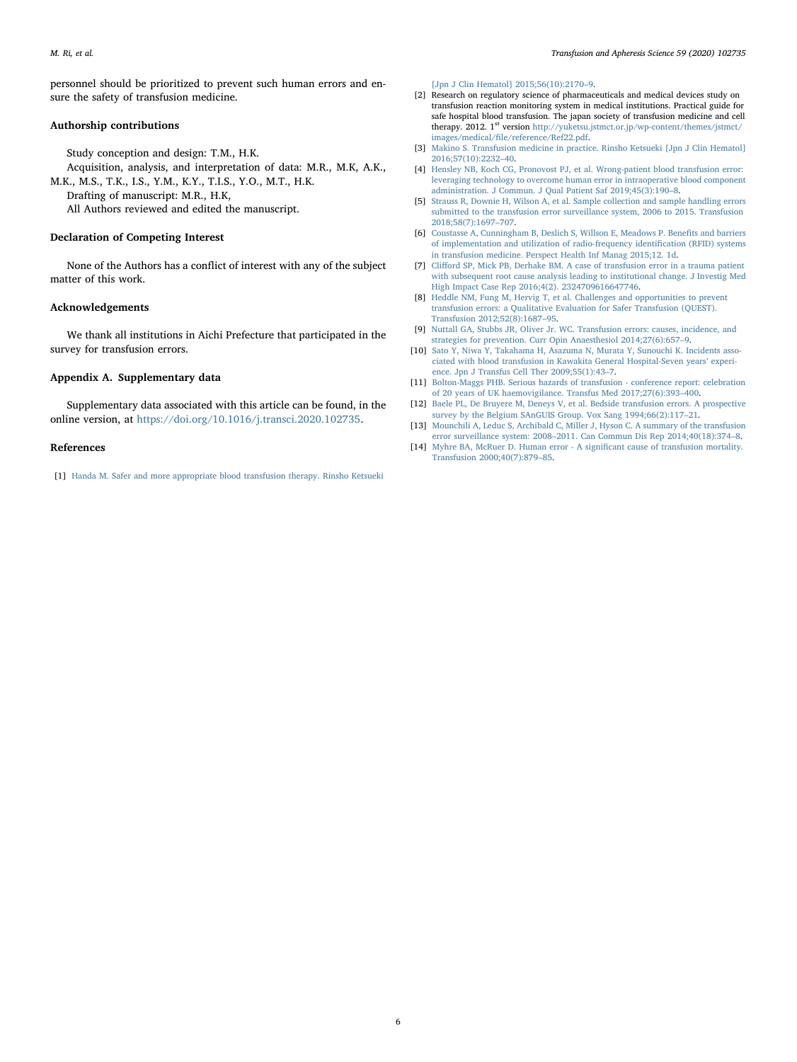personnel should be prioritized to prevent such human errors and ensure the safety of transfusion medicine.

## Authorship contributions

Study conception and design: T.M., H.K.

Acquisition, analysis, and interpretation of data: M.R., M.K, A.K., M.K., M.S., T.K., I.S., Y.M., K.Y., T.I.S., Y.O., M.T., H.K.

Drafting of manuscript: M.R., H.K,

All Authors reviewed and edited the manuscript.

## Declaration of Competing Interest

None of the Authors has a conflict of interest with any of the subject matter of this work.

## Acknowledgements

We thank all institutions in Aichi Prefecture that participated in the survey for transfusion errors.

## Appendix A. Supplementary data

Supplementary data associated with this article can be found, in the online version, at https://doi.org/10.1016/j.transci.2020.102735.

## References

[1] Handa M. Safer and more appropriate blood transfusion therapy. Rinsho Ketsueki [Jpn J Clin Hematol] 2015;56(10):2170–9.

[2] Research on regulatory science of pharmaceuticals and medical devices study on transfusion reaction monitoring system in medical institutions. Practical guide for safe hospital blood transfusion. The japan society of transfusion medicine and cell therapy. 2012. 1st version http://yuketsu.jstmct.or.jp/wp-content/themes/jstmct/images/medical/file/reference/Ref22.pdf.

[3] Makino S. Transfusion medicine in practice. Rinsho Ketsueki [Jpn J Clin Hematol] 2016;57(10):2232–40.

[4] Hensley NB, Koch CG, Pronovost PJ, et al. Wrong-patient blood transfusion error: leveraging technology to overcome human error in intraoperative blood component administration. J Commun. J Qual Patient Saf 2019;45(3):190–8.

[5] Strauss R, Downie H, Wilson A, et al. Sample collection and sample handling errors submitted to the transfusion error surveillance system, 2006 to 2015. Transfusion 2018;58(7):1697–707.

[6] Coustasse A, Cunningham B, Deslich S, Willson E, Meadows P. Benefits and barriers of implementation and utilization of radio-frequency identification (RFID) systems in transfusion medicine. Perspect Health Inf Manag 2015;12. 1d.

[7] Clifford SP, Mick PB, Derhake BM. A case of transfusion error in a trauma patient with subsequent root cause analysis leading to institutional change. J Investig Med High Impact Case Rep 2016;4(2). 2324709616647746.

[8] Heddle NM, Fung M, Hervig T, et al. Challenges and opportunities to prevent transfusion errors: a Qualitative Evaluation for Safer Transfusion (QUEST). Transfusion 2012;52(8):1687–95.

[9] Nuttall GA, Stubbs JR, Oliver Jr. WC. Transfusion errors: causes, incidence, and strategies for prevention. Curr Opin Anaesthesiol 2014;27(6):657–9.

[10] Sato Y, Niwa Y, Takahama H, Asazuma N, Murata Y, Sunouchi K. Incidents associated with blood transfusion in Kawakita General Hospital-Seven years' experience. Jpn J Transfus Cell Ther 2009;55(1):43–7.

[11] Bolton-Maggs PHB. Serious hazards of transfusion - conference report: celebration of 20 years of UK haemovigilance. Transfus Med 2017;27(6):393–400.

[12] Baele PL, De Bruyere M, Deneys V, et al. Bedside transfusion errors. A prospective survey by the Belgium SAnGUIS Group. Vox Sang 1994;66(2):117–21.

[13] Mounchili A, Leduc S, Archibald C, Miller J, Hyson C. A summary of the transfusion error surveillance system: 2008–2011. Can Commun Dis Rep 2014;40(18):374–8.

[14] Myhre BA, McRuer D. Human error - A significant cause of transfusion mortality. Transfusion 2000;40(7):879–85.